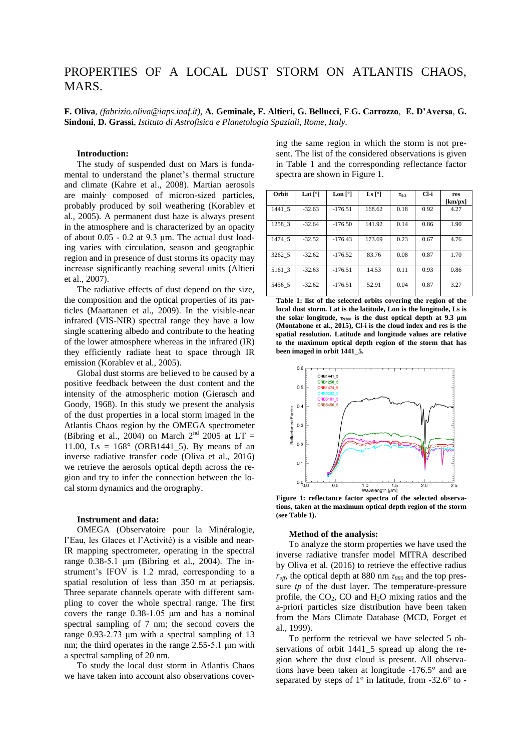# PROPERTIES OF A LOCAL DUST STORM ON ATLANTIS CHAOS, MARS.

**F. Oliva**, *(fabrizio.oliva@iaps.inaf.it)*, **A. Geminale, F. Altieri, G. Bellucci**, F.**G. Carrozzo**, **E. D'Aversa**, **G. Sindoni**, **D. Grassi**, *Istituto di Astrofisica e Planetologia Spaziali, Rome, Italy.*

### Introduction:

The study of suspended dust on Mars is fundamental to understand the planet's thermal structure and climate (Kahre et al., 2008). Martian aerosols are mainly composed of micron-sized particles, probably produced by soil weathering (Korablev et al., 2005). A permanent dust haze is always present in the atmosphere and is characterized by an opacity of about 0.05 - 0.2 at 9.3 μm. The actual dust loading varies with circulation, season and geographic region and in presence of dust storms its opacity may increase significantly reaching several units (Altieri et al., 2007).

The radiative effects of dust depend on the size, the composition and the optical properties of its particles (Maattanen et al., 2009). In the visible-near infrared (VIS-NIR) spectral range they have a low single scattering albedo and contribute to the heating of the lower atmosphere whereas in the infrared (IR) they efficiently radiate heat to space through IR emission (Korablev et al., 2005).

Global dust storms are believed to be caused by a positive feedback between the dust content and the intensity of the atmospheric motion (Gierasch and Goody, 1968). In this study we present the analysis of the dust properties in a local storm imaged in the Atlantis Chaos region by the OMEGA spectrometer (Bibring et al., 2004) on March 2[nd] 2005 at LT = 11.00, Ls = 168° (ORB1441_5). By means of an inverse radiative transfer code (Oliva et al., 2016) we retrieve the aerosols optical depth across the region and try to infer the connection between the local storm dynamics and the orography.

### Instrument and data:

OMEGA (Observatoire pour la Minéralogie, l'Eau, les Glaces et l'Activité) is a visible and near-IR mapping spectrometer, operating in the spectral range 0.38-5.1 μm (Bibring et al., 2004). The instrument's IFOV is 1.2 mrad, corresponding to a spatial resolution of less than 350 m at periapsis. Three separate channels operate with different sampling to cover the whole spectral range. The first covers the range 0.38-1.05 μm and has a nominal spectral sampling of 7 nm; the second covers the range 0.93-2.73 μm with a spectral sampling of 13 nm; the third operates in the range 2.55-5.1 μm with a spectral sampling of 20 nm.

To study the local dust storm in Atlantis Chaos we have taken into account also observations covering the same region in which the storm is not present. The list of the considered observations is given in Table 1 and the corresponding reflectance factor spectra are shown in Figure 1.

| Orbit | Lat [°] | Lon [°] | Ls [°] | $\tau_{9.3}$ | Cl-i | res [km/px] |
|---|---|---|---|---|---|---|
| 1441_5 | -32.63 | -176.51 | 168.62 | 0.18 | 0.92 | 4.27 |
| 1258_3 | -32.64 | -176.50 | 141.92 | 0.14 | 0.86 | 1.90 |
| 1474_5 | -32.52 | -176.43 | 173.69 | 0.23 | 0.67 | 4.76 |
| 3262_5 | -32.62 | -176.52 | 83.76 | 0.08 | 0.87 | 1.70 |
| 5161_3 | -32.63 | -176.51 | 14.53 | 0.11 | 0.93 | 0.86 |
| 5456_5 | -32.62 | -176.51 | 52.91 | 0.04 | 0.87 | 3.27 |

**Table 1: list of the selected orbits covering the region of the local dust storm. Lat is the latitude, Lon is the longitude, Ls is the solar longitude, $\tau_{9300}$ is the dust optical depth at 9.3 μm (Montabone et al., 2015), Cl-i is the cloud index and res is the spatial resolution. Latitude and longitude values are relative to the maximum optical depth region of the storm that has been imaged in orbit 1441_5.**

**Figure 1: reflectance factor spectra of the selected observations, taken at the maximum optical depth region of the storm (see Table 1).**

### Method of the analysis:

To analyze the storm properties we have used the inverse radiative transfer model MITRA described by Oliva et al. (2016) to retrieve the effective radius $r_{eff}$, the optical depth at 880 nm $\tau_{880}$ and the top pressure *tp* of the dust layer. The temperature-pressure profile, the $CO_2$, CO and $H_2O$ mixing ratios and the a-priori particles size distribution have been taken from the Mars Climate Database (MCD, Forget et al., 1999).

To perform the retrieval we have selected 5 observations of orbit 1441_5 spread up along the region where the dust cloud is present. All observations have been taken at longitude -176.5° and are separated by steps of 1° in latitude, from -32.6° to -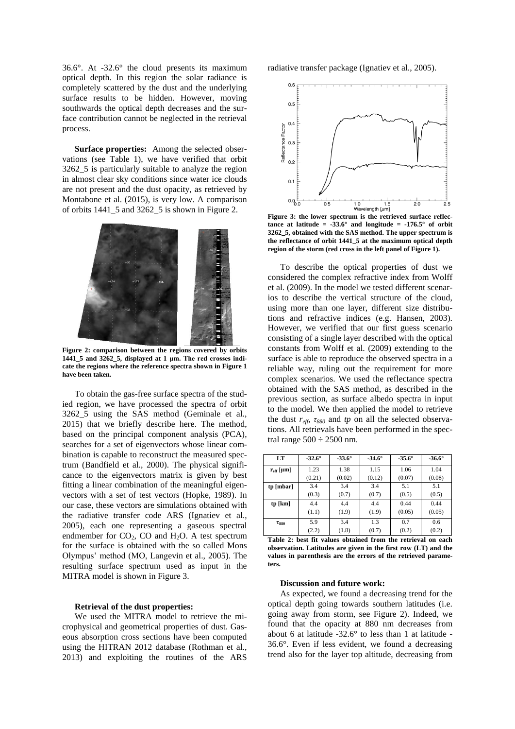36.6°. At -32.6° the cloud presents its maximum optical depth. In this region the solar radiance is completely scattered by the dust and the underlying surface results to be hidden. However, moving southwards the optical depth decreases and the surface contribution cannot be neglected in the retrieval process.

**Surface properties:** Among the selected observations (see Table 1), we have verified that orbit 3262_5 is particularly suitable to analyze the region in almost clear sky conditions since water ice clouds are not present and the dust opacity, as retrieved by Montabone et al. (2015), is very low. A comparison of orbits 1441_5 and 3262_5 is shown in Figure 2.

**Figure 2: comparison between the regions covered by orbits 1441_5 and 3262_5, displayed at 1 µm. The red crosses indicate the regions where the reference spectra shown in Figure 1 have been taken.**

To obtain the gas-free surface spectra of the studied region, we have processed the spectra of orbit 3262_5 using the SAS method (Geminale et al., 2015) that we briefly describe here. The method, based on the principal component analysis (PCA), searches for a set of eigenvectors whose linear combination is capable to reconstruct the measured spectrum (Bandfield et al., 2000). The physical significance to the eigenvectors matrix is given by best fitting a linear combination of the meaningful eigenvectors with a set of test vectors (Hopke, 1989). In our case, these vectors are simulations obtained with the radiative transfer code ARS (Ignatiev et al., 2005), each one representing a gaseous spectral endmember for $CO_2$, CO and $H_2O$. A test spectrum for the surface is obtained with the so called Mons Olympus' method (MO, Langevin et al., 2005). The resulting surface spectrum used as input in the MITRA model is shown in Figure 3.

**Retrieval of the dust properties:**

We used the MITRA model to retrieve the microphysical and geometrical properties of dust. Gaseous absorption cross sections have been computed using the HITRAN 2012 database (Rothman et al., 2013) and exploiting the routines of the ARS radiative transfer package (Ignatiev et al., 2005).

**Figure 3: the lower spectrum is the retrieved surface reflectance at latitude = -33.6° and longitude = -176.5° of orbit 3262_5, obtained with the SAS method. The upper spectrum is the reflectance of orbit 1441_5 at the maximum optical depth region of the storm (red cross in the left panel of Figure 1).**

To describe the optical properties of dust we considered the complex refractive index from Wolff et al. (2009). In the model we tested different scenarios to describe the vertical structure of the cloud, using more than one layer, different size distributions and refractive indices (e.g. Hansen, 2003). However, we verified that our first guess scenario consisting of a single layer described with the optical constants from Wolff et al. (2009) extending to the surface is able to reproduce the observed spectra in a reliable way, ruling out the requirement for more complex scenarios. We used the reflectance spectra obtained with the SAS method, as described in the previous section, as surface albedo spectra in input to the model. We then applied the model to retrieve the dust $r_{eff}$, $\tau_{880}$ and $tp$ on all the selected observations. All retrievals have been performed in the spectral range 500 ÷ 2500 nm.

| LT | -32.6° | -33.6° | -34.6° | -35.6° | -36.6° |
|---|---|---|---|---|---|
| $r_{eff}$ [µm] | 1.23 (0.21) | 1.38 (0.02) | 1.15 (0.12) | 1.06 (0.07) | 1.04 (0.08) |
| tp [mbar] | 3.4 (0.3) | 3.4 (0.7) | 3.4 (0.7) | 5.1 (0.5) | 5.1 (0.5) |
| tp [km] | 4.4 (1.1) | 4.4 (1.9) | 4.4 (1.9) | 0.44 (0.05) | 0.44 (0.05) |
| $\tau_{880}$ | 5.9 (2.2) | 3.4 (1.8) | 1.3 (0.7) | 0.7 (0.2) | 0.6 (0.2) |

**Table 2: best fit values obtained from the retrieval on each observation. Latitudes are given in the first row (LT) and the values in parenthesis are the errors of the retrieved parameters.**

**Discussion and future work:**

As expected, we found a decreasing trend for the optical depth going towards southern latitudes (i.e. going away from storm, see Figure 2). Indeed, we found that the opacity at 880 nm decreases from about 6 at latitude -32.6° to less than 1 at latitude -36.6°. Even if less evident, we found a decreasing trend also for the layer top altitude, decreasing from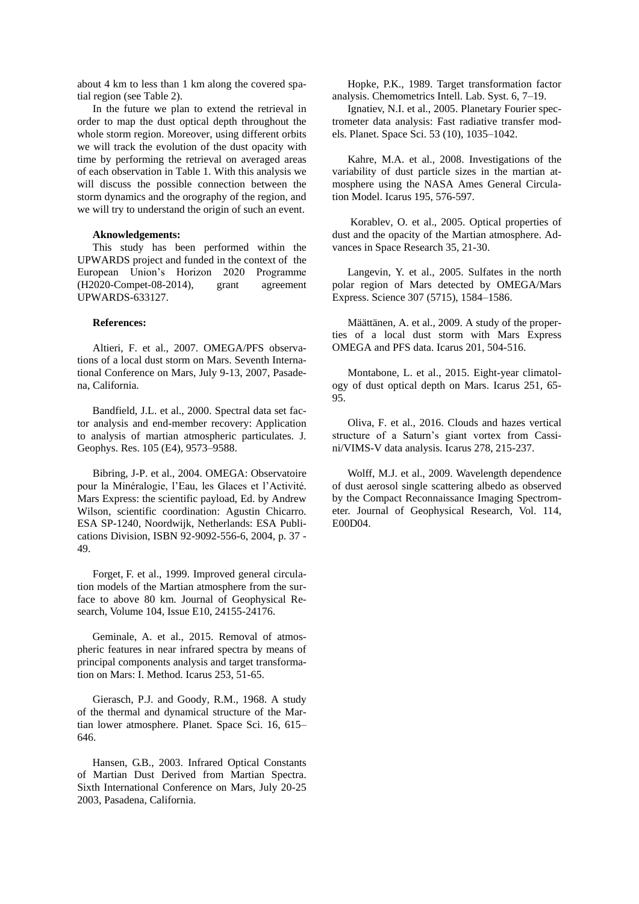about 4 km to less than 1 km along the covered spatial region (see Table 2).

In the future we plan to extend the retrieval in order to map the dust optical depth throughout the whole storm region. Moreover, using different orbits we will track the evolution of the dust opacity with time by performing the retrieval on averaged areas of each observation in Table 1. With this analysis we will discuss the possible connection between the storm dynamics and the orography of the region, and we will try to understand the origin of such an event.

**Aknowledgements:**

This study has been performed within the UPWARDS project and funded in the context of the European Union's Horizon 2020 Programme (H2020-Compet-08-2014), grant agreement UPWARDS-633127.

**References:**

Altieri, F. et al., 2007. OMEGA/PFS observations of a local dust storm on Mars. Seventh International Conference on Mars, July 9-13, 2007, Pasadena, California.

Bandfield, J.L. et al., 2000. Spectral data set factor analysis and end-member recovery: Application to analysis of martian atmospheric particulates. J. Geophys. Res. 105 (E4), 9573–9588.

Bibring, J-P. et al., 2004. OMEGA: Observatoire pour la Minéralogie, l'Eau, les Glaces et l'Activité. Mars Express: the scientific payload, Ed. by Andrew Wilson, scientific coordination: Agustin Chicarro. ESA SP-1240, Noordwijk, Netherlands: ESA Publications Division, ISBN 92-9092-556-6, 2004, p. 37 - 49.

Forget, F. et al., 1999. Improved general circulation models of the Martian atmosphere from the surface to above 80 km. Journal of Geophysical Research, Volume 104, Issue E10, 24155-24176.

Geminale, A. et al., 2015. Removal of atmospheric features in near infrared spectra by means of principal components analysis and target transformation on Mars: I. Method. Icarus 253, 51-65.

Gierasch, P.J. and Goody, R.M., 1968. A study of the thermal and dynamical structure of the Martian lower atmosphere. Planet. Space Sci. 16, 615–646.

Hansen, G.B., 2003. Infrared Optical Constants of Martian Dust Derived from Martian Spectra. Sixth International Conference on Mars, July 20-25 2003, Pasadena, California.

Hopke, P.K., 1989. Target transformation factor analysis. Chemometrics Intell. Lab. Syst. 6, 7–19.

Ignatiev, N.I. et al., 2005. Planetary Fourier spectrometer data analysis: Fast radiative transfer models. Planet. Space Sci. 53 (10), 1035–1042.

Kahre, M.A. et al., 2008. Investigations of the variability of dust particle sizes in the martian atmosphere using the NASA Ames General Circulation Model. Icarus 195, 576-597.

Korablev, O. et al., 2005. Optical properties of dust and the opacity of the Martian atmosphere. Advances in Space Research 35, 21-30.

Langevin, Y. et al., 2005. Sulfates in the north polar region of Mars detected by OMEGA/Mars Express. Science 307 (5715), 1584–1586.

Määttänen, A. et al., 2009. A study of the properties of a local dust storm with Mars Express OMEGA and PFS data. Icarus 201, 504-516.

Montabone, L. et al., 2015. Eight-year climatology of dust optical depth on Mars. Icarus 251, 65-95.

Oliva, F. et al., 2016. Clouds and hazes vertical structure of a Saturn's giant vortex from Cassini/VIMS-V data analysis. Icarus 278, 215-237.

Wolff, M.J. et al., 2009. Wavelength dependence of dust aerosol single scattering albedo as observed by the Compact Reconnaissance Imaging Spectrometer. Journal of Geophysical Research, Vol. 114, E00D04.